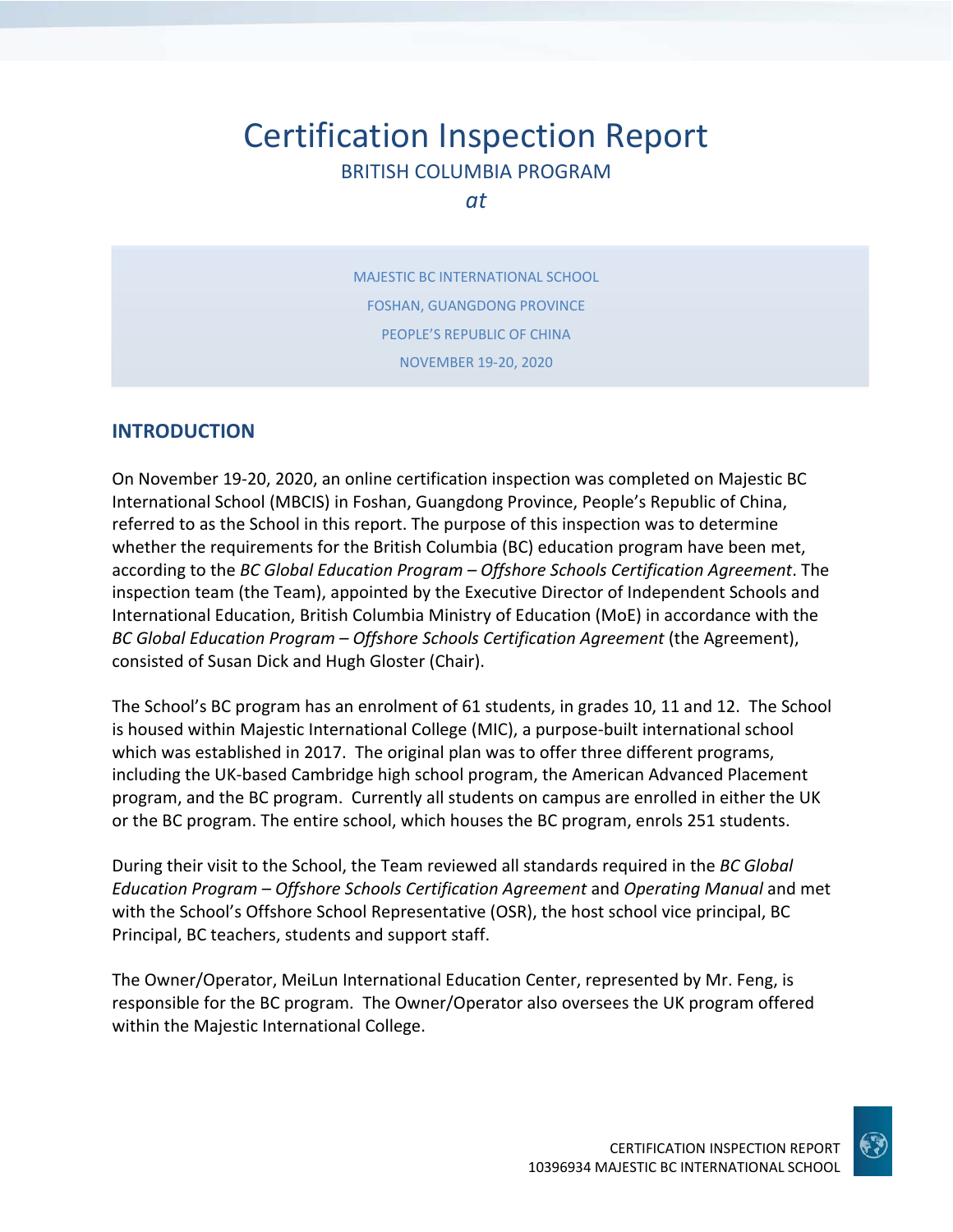# Certification Inspection Report

BRITISH COLUMBIA PROGRAM

*at*

MAJESTIC BC INTERNATIONAL SCHOOL
FOSHAN, GUANGDONG PROVINCE
PEOPLE'S REPUBLIC OF CHINA
NOVEMBER 19-20, 2020

## INTRODUCTION

On November 19-20, 2020, an online certification inspection was completed on Majestic BC International School (MBCIS) in Foshan, Guangdong Province, People's Republic of China, referred to as the School in this report. The purpose of this inspection was to determine whether the requirements for the British Columbia (BC) education program have been met, according to the *BC Global Education Program – Offshore Schools Certification Agreement*. The inspection team (the Team), appointed by the Executive Director of Independent Schools and International Education, British Columbia Ministry of Education (MoE) in accordance with the *BC Global Education Program – Offshore Schools Certification Agreement* (the Agreement), consisted of Susan Dick and Hugh Gloster (Chair).

The School's BC program has an enrolment of 61 students, in grades 10, 11 and 12. The School is housed within Majestic International College (MIC), a purpose-built international school which was established in 2017. The original plan was to offer three different programs, including the UK-based Cambridge high school program, the American Advanced Placement program, and the BC program. Currently all students on campus are enrolled in either the UK or the BC program. The entire school, which houses the BC program, enrols 251 students.

During their visit to the School, the Team reviewed all standards required in the *BC Global Education Program – Offshore Schools Certification Agreement* and *Operating Manual* and met with the School's Offshore School Representative (OSR), the host school vice principal, BC Principal, BC teachers, students and support staff.

The Owner/Operator, MeiLun International Education Center, represented by Mr. Feng, is responsible for the BC program. The Owner/Operator also oversees the UK program offered within the Majestic International College.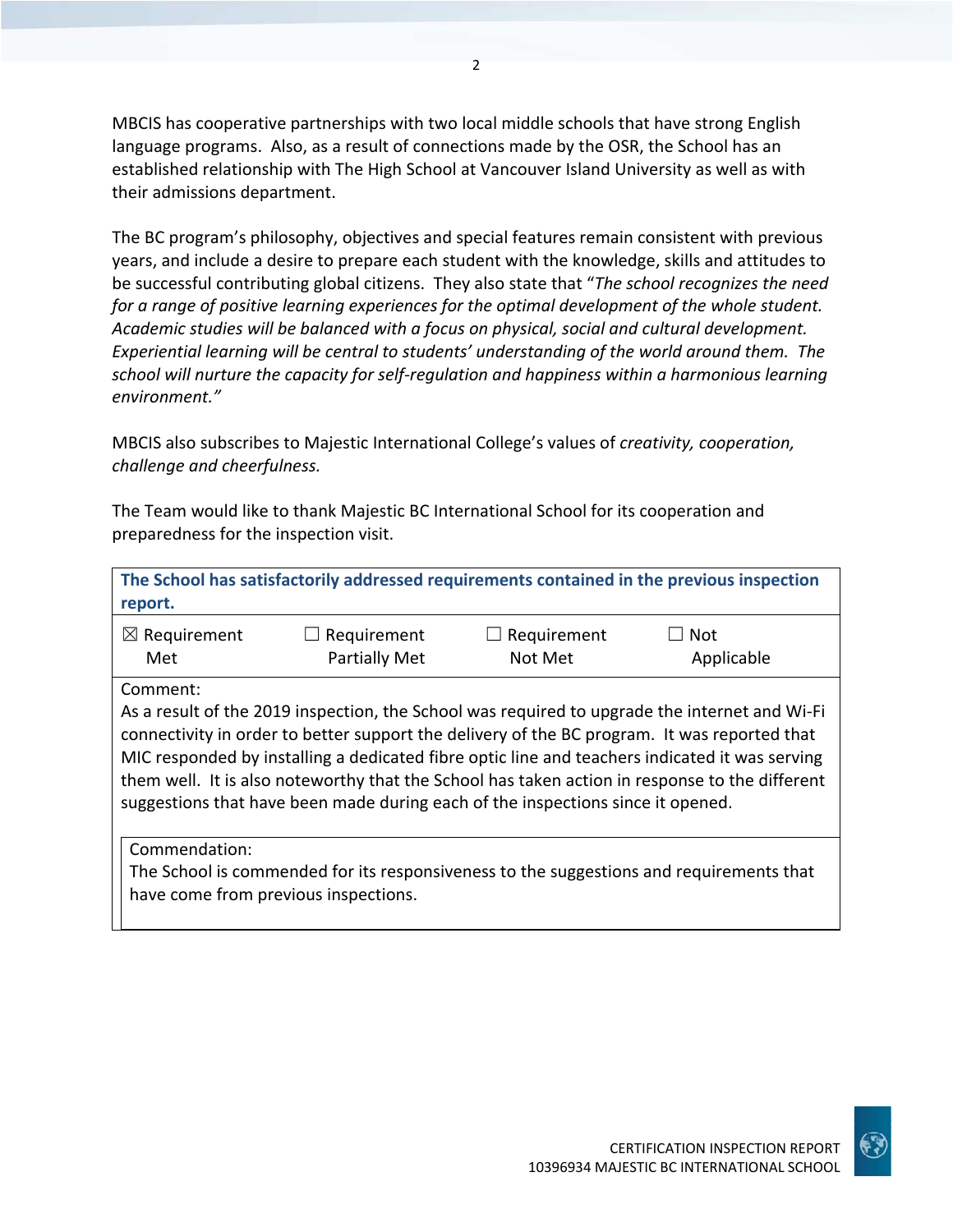MBCIS has cooperative partnerships with two local middle schools that have strong English language programs. Also, as a result of connections made by the OSR, the School has an established relationship with The High School at Vancouver Island University as well as with their admissions department.

The BC program's philosophy, objectives and special features remain consistent with previous years, and include a desire to prepare each student with the knowledge, skills and attitudes to be successful contributing global citizens. They also state that "*The school recognizes the need for a range of positive learning experiences for the optimal development of the whole student. Academic studies will be balanced with a focus on physical, social and cultural development. Experiential learning will be central to students' understanding of the world around them. The school will nurture the capacity for self-regulation and happiness within a harmonious learning environment.*"

MBCIS also subscribes to Majestic International College's values of *creativity, cooperation, challenge and cheerfulness.*

The Team would like to thank Majestic BC International School for its cooperation and preparedness for the inspection visit.

| **The School has satisfactorily addressed requirements contained in the previous inspection report.** | | | |
|---|---|---|---|
| ☒ Requirement Met | ☐ Requirement Partially Met | ☐ Requirement Not Met | ☐ Not Applicable |

Comment:
As a result of the 2019 inspection, the School was required to upgrade the internet and Wi-Fi connectivity in order to better support the delivery of the BC program. It was reported that MIC responded by installing a dedicated fibre optic line and teachers indicated it was serving them well. It is also noteworthy that the School has taken action in response to the different suggestions that have been made during each of the inspections since it opened.

Commendation:
The School is commended for its responsiveness to the suggestions and requirements that have come from previous inspections.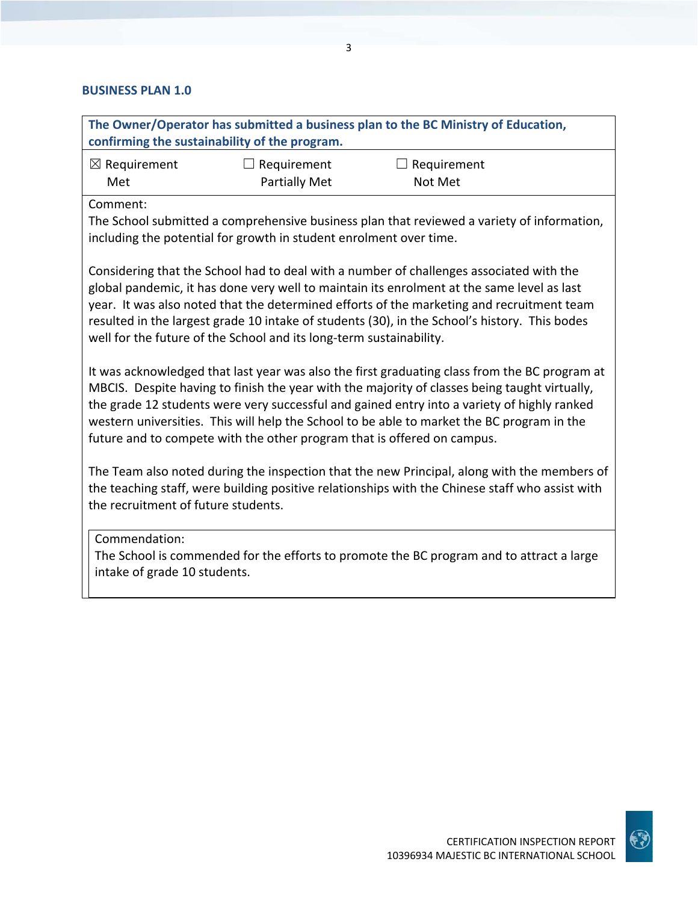## BUSINESS PLAN 1.0

**The Owner/Operator has submitted a business plan to the BC Ministry of Education, confirming the sustainability of the program.**

| ☒ Requirement Met | ☐ Requirement Partially Met | ☐ Requirement Not Met |
|---|---|---|

Comment:

The School submitted a comprehensive business plan that reviewed a variety of information, including the potential for growth in student enrolment over time.

Considering that the School had to deal with a number of challenges associated with the global pandemic, it has done very well to maintain its enrolment at the same level as last year. It was also noted that the determined efforts of the marketing and recruitment team resulted in the largest grade 10 intake of students (30), in the School's history. This bodes well for the future of the School and its long-term sustainability.

It was acknowledged that last year was also the first graduating class from the BC program at MBCIS. Despite having to finish the year with the majority of classes being taught virtually, the grade 12 students were very successful and gained entry into a variety of highly ranked western universities. This will help the School to be able to market the BC program in the future and to compete with the other program that is offered on campus.

The Team also noted during the inspection that the new Principal, along with the members of the teaching staff, were building positive relationships with the Chinese staff who assist with the recruitment of future students.

Commendation:

The School is commended for the efforts to promote the BC program and to attract a large intake of grade 10 students.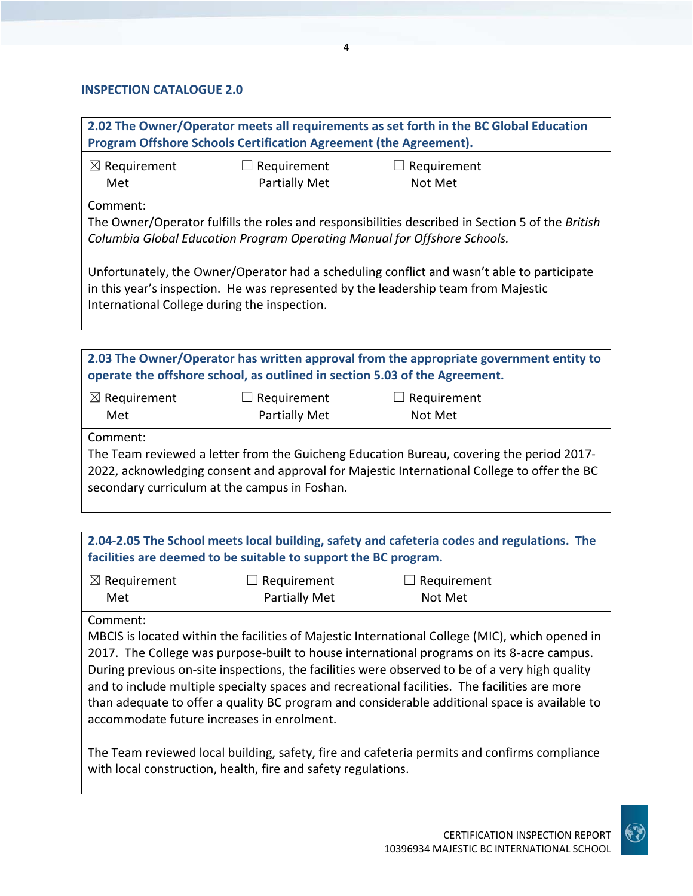### INSPECTION CATALOGUE 2.0

| **2.02 The Owner/Operator meets all requirements as set forth in the BC Global Education Program Offshore Schools Certification Agreement (the Agreement).** | | |
|---|---|---|
| ☒ Requirement Met | ☐ Requirement Partially Met | ☐ Requirement Not Met |
| Comment:<br>The Owner/Operator fulfills the roles and responsibilities described in Section 5 of the *British Columbia Global Education Program Operating Manual for Offshore Schools.*<br><br>Unfortunately, the Owner/Operator had a scheduling conflict and wasn't able to participate in this year's inspection. He was represented by the leadership team from Majestic International College during the inspection. | | |

| **2.03 The Owner/Operator has written approval from the appropriate government entity to operate the offshore school, as outlined in section 5.03 of the Agreement.** | | |
|---|---|---|
| ☒ Requirement Met | ☐ Requirement Partially Met | ☐ Requirement Not Met |
| Comment:<br>The Team reviewed a letter from the Guicheng Education Bureau, covering the period 2017-2022, acknowledging consent and approval for Majestic International College to offer the BC secondary curriculum at the campus in Foshan. | | |

| **2.04-2.05 The School meets local building, safety and cafeteria codes and regulations. The facilities are deemed to be suitable to support the BC program.** | | |
|---|---|---|
| ☒ Requirement Met | ☐ Requirement Partially Met | ☐ Requirement Not Met |
| Comment:<br>MBCIS is located within the facilities of Majestic International College (MIC), which opened in 2017. The College was purpose-built to house international programs on its 8-acre campus. During previous on-site inspections, the facilities were observed to be of a very high quality and to include multiple specialty spaces and recreational facilities. The facilities are more than adequate to offer a quality BC program and considerable additional space is available to accommodate future increases in enrolment.<br><br>The Team reviewed local building, safety, fire and cafeteria permits and confirms compliance with local construction, health, fire and safety regulations. | | |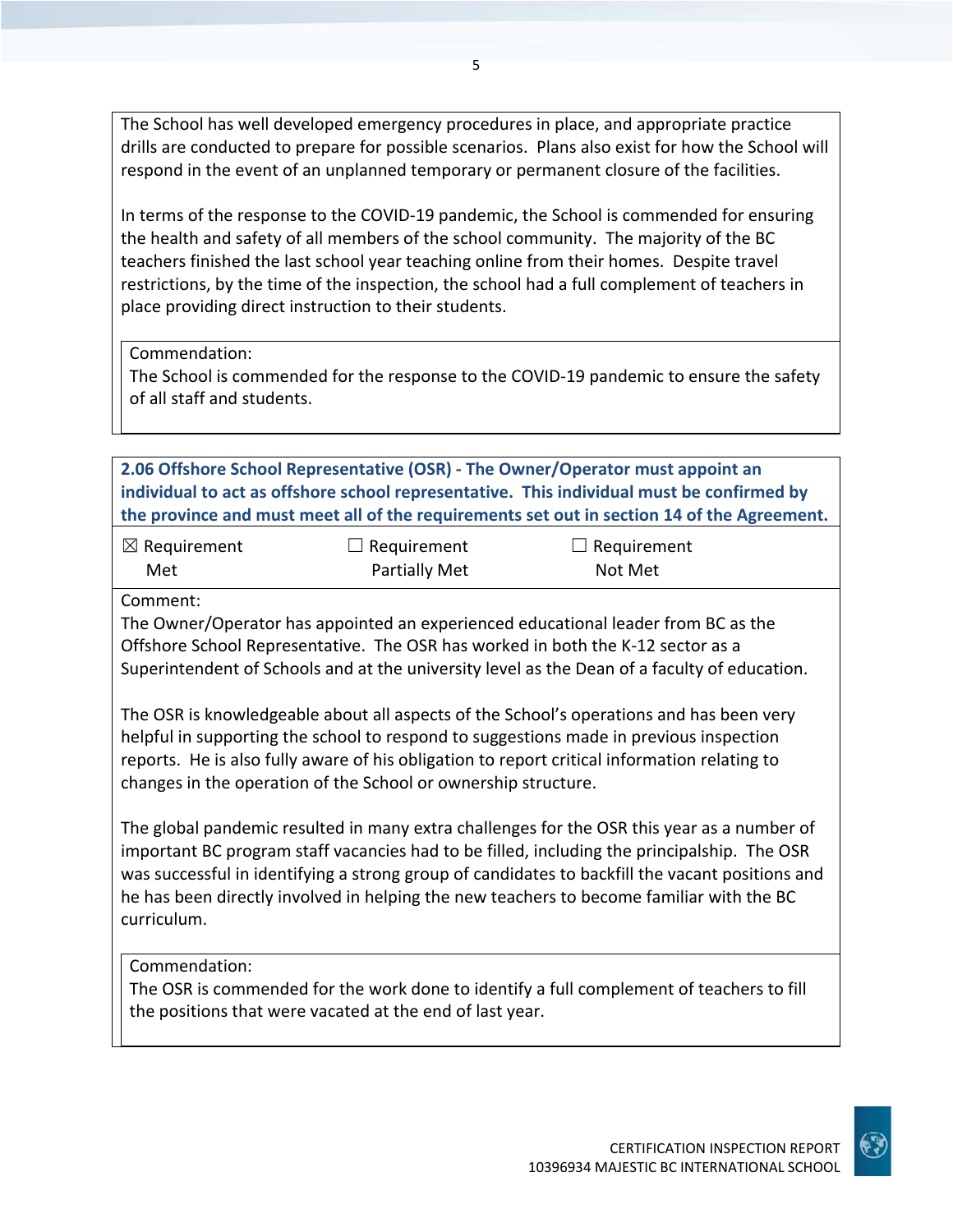The School has well developed emergency procedures in place, and appropriate practice drills are conducted to prepare for possible scenarios. Plans also exist for how the School will respond in the event of an unplanned temporary or permanent closure of the facilities.

In terms of the response to the COVID-19 pandemic, the School is commended for ensuring the health and safety of all members of the school community. The majority of the BC teachers finished the last school year teaching online from their homes. Despite travel restrictions, by the time of the inspection, the school had a full complement of teachers in place providing direct instruction to their students.

Commendation:
The School is commended for the response to the COVID-19 pandemic to ensure the safety of all staff and students.

**2.06 Offshore School Representative (OSR) - The Owner/Operator must appoint an individual to act as offshore school representative. This individual must be confirmed by the province and must meet all of the requirements set out in section 14 of the Agreement.**

| ☒ Requirement Met | ☐ Requirement Partially Met | ☐ Requirement Not Met |
|---|---|---|

Comment:
The Owner/Operator has appointed an experienced educational leader from BC as the Offshore School Representative. The OSR has worked in both the K-12 sector as a Superintendent of Schools and at the university level as the Dean of a faculty of education.

The OSR is knowledgeable about all aspects of the School's operations and has been very helpful in supporting the school to respond to suggestions made in previous inspection reports. He is also fully aware of his obligation to report critical information relating to changes in the operation of the School or ownership structure.

The global pandemic resulted in many extra challenges for the OSR this year as a number of important BC program staff vacancies had to be filled, including the principalship. The OSR was successful in identifying a strong group of candidates to backfill the vacant positions and he has been directly involved in helping the new teachers to become familiar with the BC curriculum.

Commendation:
The OSR is commended for the work done to identify a full complement of teachers to fill the positions that were vacated at the end of last year.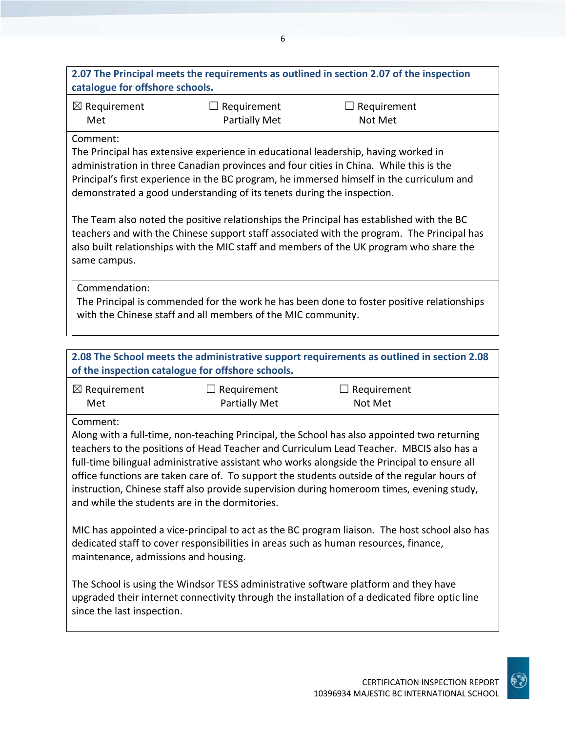**2.07 The Principal meets the requirements as outlined in section 2.07 of the inspection catalogue for offshore schools.**

| ☒ Requirement Met | ☐ Requirement Partially Met | ☐ Requirement Not Met |
|---|---|---|

Comment:
The Principal has extensive experience in educational leadership, having worked in administration in three Canadian provinces and four cities in China. While this is the Principal's first experience in the BC program, he immersed himself in the curriculum and demonstrated a good understanding of its tenets during the inspection.

The Team also noted the positive relationships the Principal has established with the BC teachers and with the Chinese support staff associated with the program. The Principal has also built relationships with the MIC staff and members of the UK program who share the same campus.

Commendation:
The Principal is commended for the work he has been done to foster positive relationships with the Chinese staff and all members of the MIC community.

**2.08 The School meets the administrative support requirements as outlined in section 2.08 of the inspection catalogue for offshore schools.**

| ☒ Requirement Met | ☐ Requirement Partially Met | ☐ Requirement Not Met |
|---|---|---|

Comment:
Along with a full-time, non-teaching Principal, the School has also appointed two returning teachers to the positions of Head Teacher and Curriculum Lead Teacher. MBCIS also has a full-time bilingual administrative assistant who works alongside the Principal to ensure all office functions are taken care of. To support the students outside of the regular hours of instruction, Chinese staff also provide supervision during homeroom times, evening study, and while the students are in the dormitories.

MIC has appointed a vice-principal to act as the BC program liaison. The host school also has dedicated staff to cover responsibilities in areas such as human resources, finance, maintenance, admissions and housing.

The School is using the Windsor TESS administrative software platform and they have upgraded their internet connectivity through the installation of a dedicated fibre optic line since the last inspection.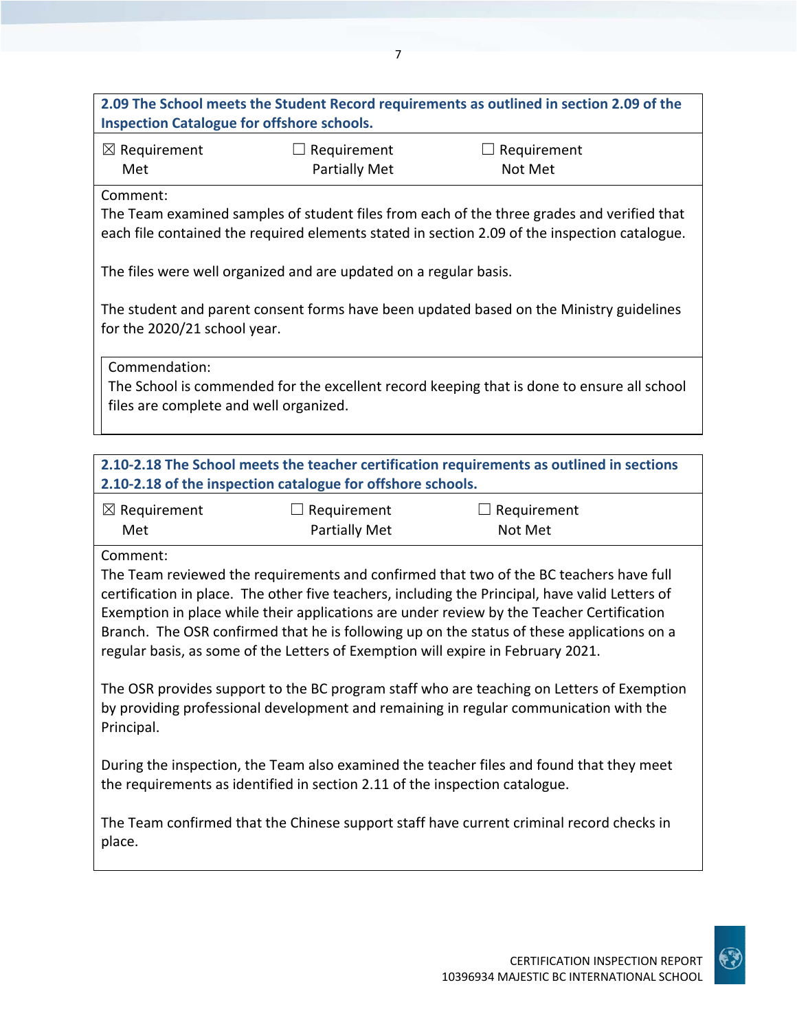**2.09 The School meets the Student Record requirements as outlined in section 2.09 of the Inspection Catalogue for offshore schools.**

| ☒ Requirement Met | ☐ Requirement Partially Met | ☐ Requirement Not Met |
|---|---|---|

Comment:

The Team examined samples of student files from each of the three grades and verified that each file contained the required elements stated in section 2.09 of the inspection catalogue.

The files were well organized and are updated on a regular basis.

The student and parent consent forms have been updated based on the Ministry guidelines for the 2020/21 school year.

Commendation:

The School is commended for the excellent record keeping that is done to ensure all school files are complete and well organized.

**2.10-2.18 The School meets the teacher certification requirements as outlined in sections 2.10-2.18 of the inspection catalogue for offshore schools.**

| ☒ Requirement Met | ☐ Requirement Partially Met | ☐ Requirement Not Met |
|---|---|---|

Comment:

The Team reviewed the requirements and confirmed that two of the BC teachers have full certification in place. The other five teachers, including the Principal, have valid Letters of Exemption in place while their applications are under review by the Teacher Certification Branch. The OSR confirmed that he is following up on the status of these applications on a regular basis, as some of the Letters of Exemption will expire in February 2021.

The OSR provides support to the BC program staff who are teaching on Letters of Exemption by providing professional development and remaining in regular communication with the Principal.

During the inspection, the Team also examined the teacher files and found that they meet the requirements as identified in section 2.11 of the inspection catalogue.

The Team confirmed that the Chinese support staff have current criminal record checks in place.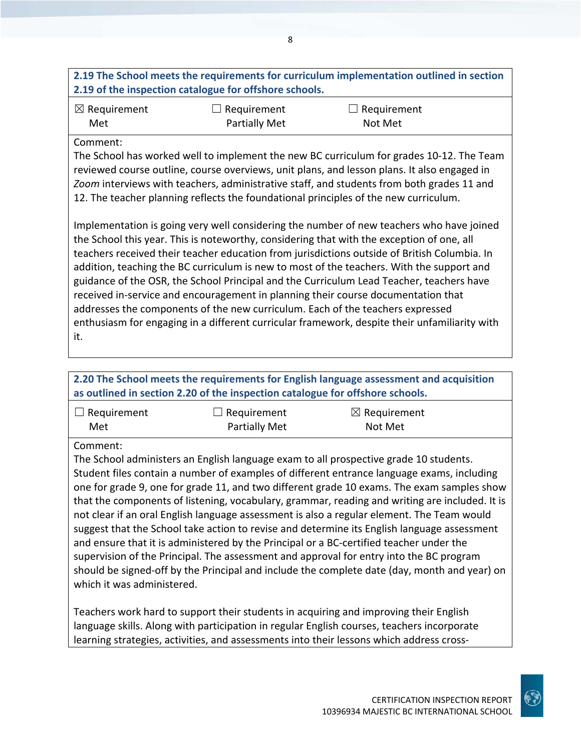**2.19 The School meets the requirements for curriculum implementation outlined in section 2.19 of the inspection catalogue for offshore schools.**

| ☒ Requirement Met | ☐ Requirement Partially Met | ☐ Requirement Not Met |
|---|---|---|

Comment:

The School has worked well to implement the new BC curriculum for grades 10-12. The Team reviewed course outline, course overviews, unit plans, and lesson plans. It also engaged in *Zoom* interviews with teachers, administrative staff, and students from both grades 11 and 12. The teacher planning reflects the foundational principles of the new curriculum.

Implementation is going very well considering the number of new teachers who have joined the School this year. This is noteworthy, considering that with the exception of one, all teachers received their teacher education from jurisdictions outside of British Columbia. In addition, teaching the BC curriculum is new to most of the teachers. With the support and guidance of the OSR, the School Principal and the Curriculum Lead Teacher, teachers have received in-service and encouragement in planning their course documentation that addresses the components of the new curriculum. Each of the teachers expressed enthusiasm for engaging in a different curricular framework, despite their unfamiliarity with it.

**2.20 The School meets the requirements for English language assessment and acquisition as outlined in section 2.20 of the inspection catalogue for offshore schools.**

| ☐ Requirement Met | ☐ Requirement Partially Met | ☒ Requirement Not Met |
|---|---|---|

Comment:

The School administers an English language exam to all prospective grade 10 students. Student files contain a number of examples of different entrance language exams, including one for grade 9, one for grade 11, and two different grade 10 exams. The exam samples show that the components of listening, vocabulary, grammar, reading and writing are included. It is not clear if an oral English language assessment is also a regular element. The Team would suggest that the School take action to revise and determine its English language assessment and ensure that it is administered by the Principal or a BC-certified teacher under the supervision of the Principal. The assessment and approval for entry into the BC program should be signed-off by the Principal and include the complete date (day, month and year) on which it was administered.

Teachers work hard to support their students in acquiring and improving their English language skills. Along with participation in regular English courses, teachers incorporate learning strategies, activities, and assessments into their lessons which address cross-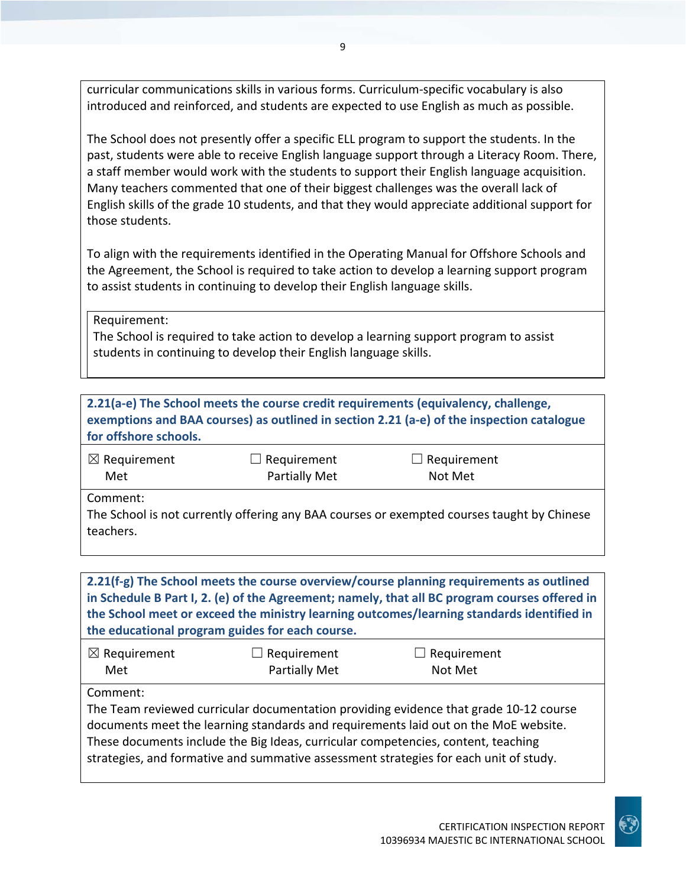curricular communications skills in various forms. Curriculum-specific vocabulary is also introduced and reinforced, and students are expected to use English as much as possible.

The School does not presently offer a specific ELL program to support the students. In the past, students were able to receive English language support through a Literacy Room. There, a staff member would work with the students to support their English language acquisition. Many teachers commented that one of their biggest challenges was the overall lack of English skills of the grade 10 students, and that they would appreciate additional support for those students.

To align with the requirements identified in the Operating Manual for Offshore Schools and the Agreement, the School is required to take action to develop a learning support program to assist students in continuing to develop their English language skills.

Requirement:
The School is required to take action to develop a learning support program to assist students in continuing to develop their English language skills.

**2.21(a-e) The School meets the course credit requirements (equivalency, challenge, exemptions and BAA courses) as outlined in section 2.21 (a-e) of the inspection catalogue for offshore schools.**

| ☒ Requirement Met | ☐ Requirement Partially Met | ☐ Requirement Not Met |
|---|---|---|

Comment:
The School is not currently offering any BAA courses or exempted courses taught by Chinese teachers.

**2.21(f-g) The School meets the course overview/course planning requirements as outlined in Schedule B Part I, 2. (e) of the Agreement; namely, that all BC program courses offered in the School meet or exceed the ministry learning outcomes/learning standards identified in the educational program guides for each course.**

| ☒ Requirement Met | ☐ Requirement Partially Met | ☐ Requirement Not Met |
|---|---|---|

Comment:
The Team reviewed curricular documentation providing evidence that grade 10-12 course documents meet the learning standards and requirements laid out on the MoE website. These documents include the Big Ideas, curricular competencies, content, teaching strategies, and formative and summative assessment strategies for each unit of study.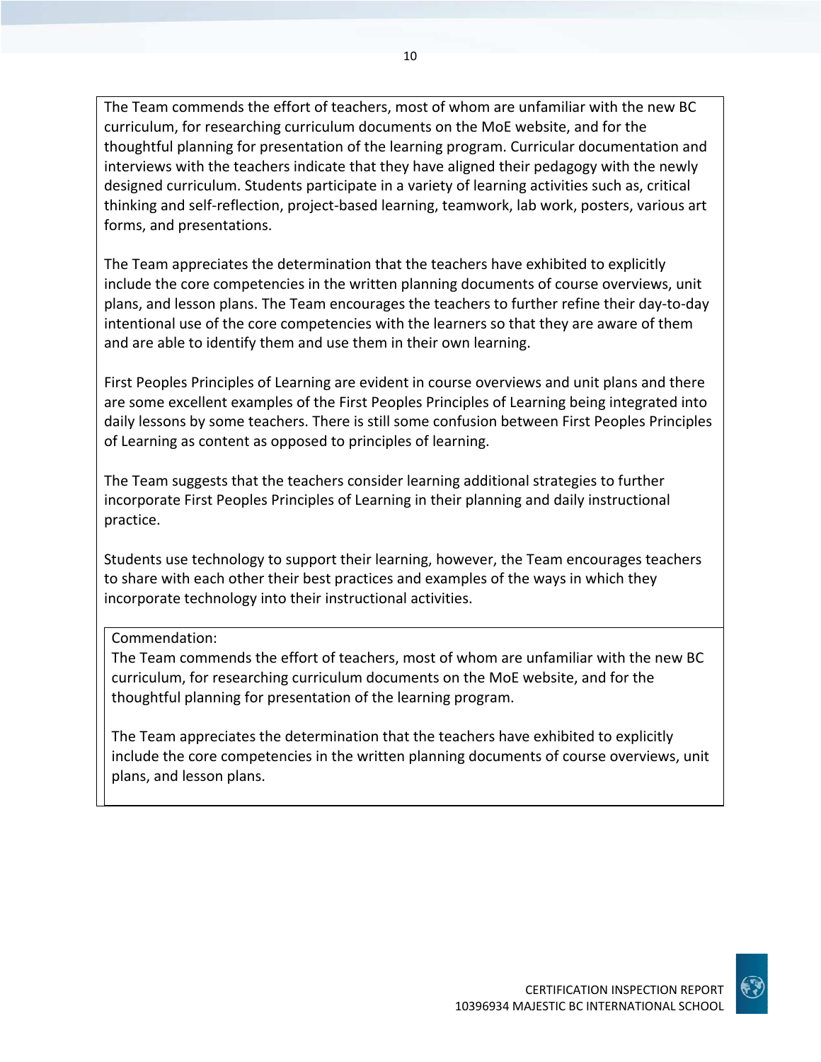The Team commends the effort of teachers, most of whom are unfamiliar with the new BC curriculum, for researching curriculum documents on the MoE website, and for the thoughtful planning for presentation of the learning program. Curricular documentation and interviews with the teachers indicate that they have aligned their pedagogy with the newly designed curriculum. Students participate in a variety of learning activities such as, critical thinking and self-reflection, project-based learning, teamwork, lab work, posters, various art forms, and presentations.

The Team appreciates the determination that the teachers have exhibited to explicitly include the core competencies in the written planning documents of course overviews, unit plans, and lesson plans. The Team encourages the teachers to further refine their day-to-day intentional use of the core competencies with the learners so that they are aware of them and are able to identify them and use them in their own learning.

First Peoples Principles of Learning are evident in course overviews and unit plans and there are some excellent examples of the First Peoples Principles of Learning being integrated into daily lessons by some teachers. There is still some confusion between First Peoples Principles of Learning as content as opposed to principles of learning.

The Team suggests that the teachers consider learning additional strategies to further incorporate First Peoples Principles of Learning in their planning and daily instructional practice.

Students use technology to support their learning, however, the Team encourages teachers to share with each other their best practices and examples of the ways in which they incorporate technology into their instructional activities.

Commendation:
The Team commends the effort of teachers, most of whom are unfamiliar with the new BC curriculum, for researching curriculum documents on the MoE website, and for the thoughtful planning for presentation of the learning program.

The Team appreciates the determination that the teachers have exhibited to explicitly include the core competencies in the written planning documents of course overviews, unit plans, and lesson plans.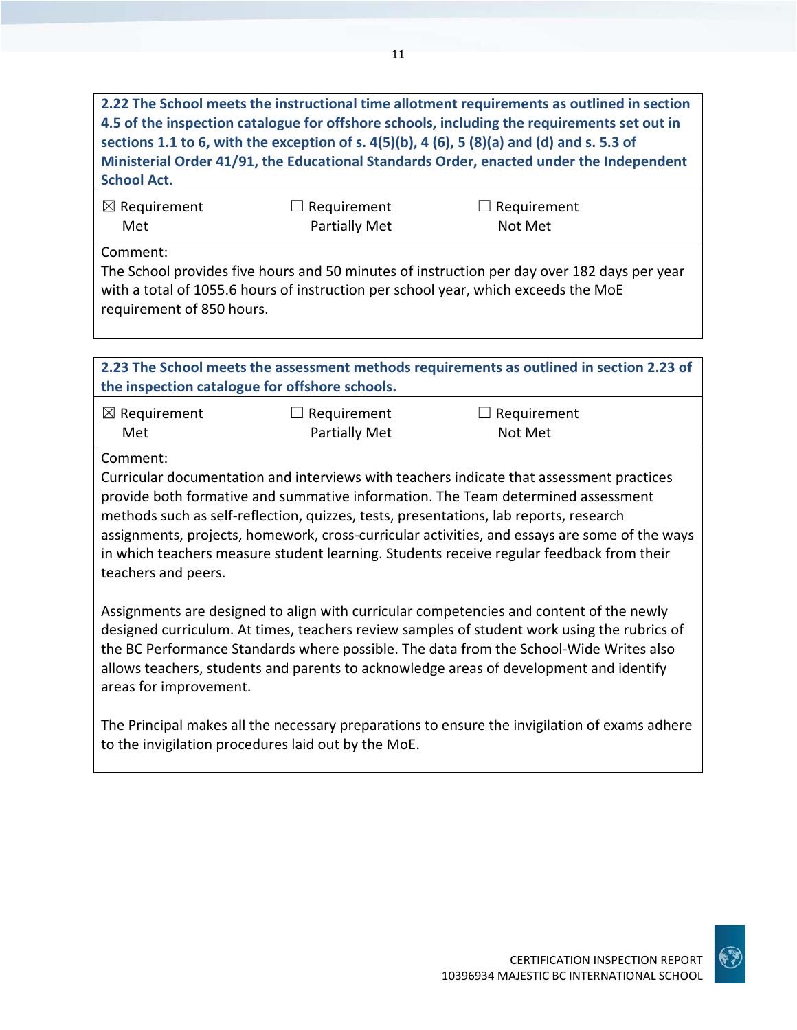**2.22 The School meets the instructional time allotment requirements as outlined in section 4.5 of the inspection catalogue for offshore schools, including the requirements set out in sections 1.1 to 6, with the exception of s. 4(5)(b), 4 (6), 5 (8)(a) and (d) and s. 5.3 of Ministerial Order 41/91, the Educational Standards Order, enacted under the Independent School Act.**

| ☒ Requirement Met | ☐ Requirement Partially Met | ☐ Requirement Not Met |
|---|---|---|

Comment:
The School provides five hours and 50 minutes of instruction per day over 182 days per year with a total of 1055.6 hours of instruction per school year, which exceeds the MoE requirement of 850 hours.

**2.23 The School meets the assessment methods requirements as outlined in section 2.23 of the inspection catalogue for offshore schools.**

| ☒ Requirement Met | ☐ Requirement Partially Met | ☐ Requirement Not Met |
|---|---|---|

Comment:
Curricular documentation and interviews with teachers indicate that assessment practices provide both formative and summative information. The Team determined assessment methods such as self-reflection, quizzes, tests, presentations, lab reports, research assignments, projects, homework, cross-curricular activities, and essays are some of the ways in which teachers measure student learning. Students receive regular feedback from their teachers and peers.

Assignments are designed to align with curricular competencies and content of the newly designed curriculum. At times, teachers review samples of student work using the rubrics of the BC Performance Standards where possible. The data from the School-Wide Writes also allows teachers, students and parents to acknowledge areas of development and identify areas for improvement.

The Principal makes all the necessary preparations to ensure the invigilation of exams adhere to the invigilation procedures laid out by the MoE.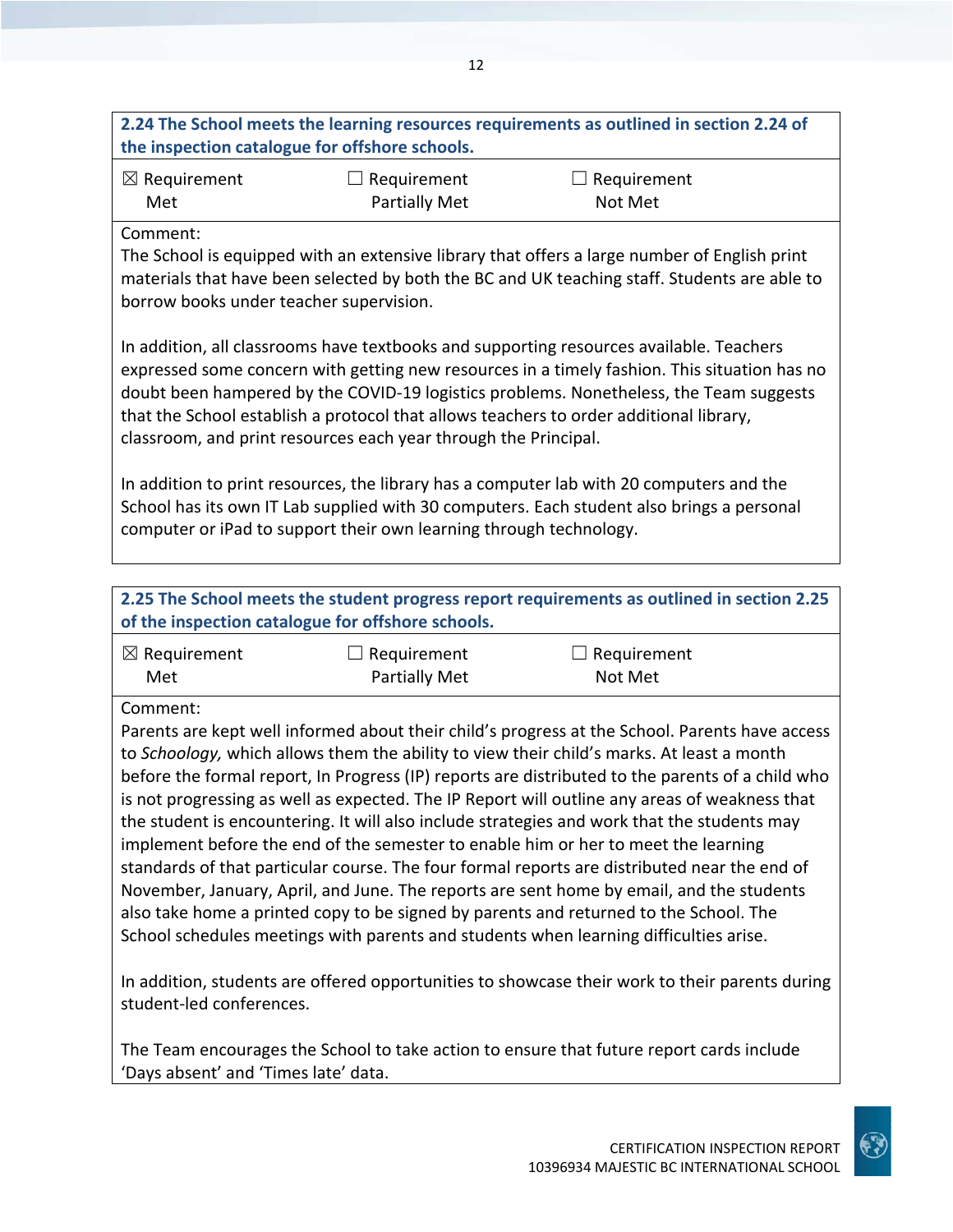**2.24 The School meets the learning resources requirements as outlined in section 2.24 of the inspection catalogue for offshore schools.**

| ☒ Requirement Met | ☐ Requirement Partially Met | ☐ Requirement Not Met |
|---|---|---|

Comment:

The School is equipped with an extensive library that offers a large number of English print materials that have been selected by both the BC and UK teaching staff. Students are able to borrow books under teacher supervision.

In addition, all classrooms have textbooks and supporting resources available. Teachers expressed some concern with getting new resources in a timely fashion. This situation has no doubt been hampered by the COVID-19 logistics problems. Nonetheless, the Team suggests that the School establish a protocol that allows teachers to order additional library, classroom, and print resources each year through the Principal.

In addition to print resources, the library has a computer lab with 20 computers and the School has its own IT Lab supplied with 30 computers. Each student also brings a personal computer or iPad to support their own learning through technology.

**2.25 The School meets the student progress report requirements as outlined in section 2.25 of the inspection catalogue for offshore schools.**

| ☒ Requirement Met | ☐ Requirement Partially Met | ☐ Requirement Not Met |
|---|---|---|

Comment:

Parents are kept well informed about their child's progress at the School. Parents have access to *Schoology,* which allows them the ability to view their child's marks. At least a month before the formal report, In Progress (IP) reports are distributed to the parents of a child who is not progressing as well as expected. The IP Report will outline any areas of weakness that the student is encountering. It will also include strategies and work that the students may implement before the end of the semester to enable him or her to meet the learning standards of that particular course. The four formal reports are distributed near the end of November, January, April, and June. The reports are sent home by email, and the students also take home a printed copy to be signed by parents and returned to the School. The School schedules meetings with parents and students when learning difficulties arise.

In addition, students are offered opportunities to showcase their work to their parents during student-led conferences.

The Team encourages the School to take action to ensure that future report cards include 'Days absent' and 'Times late' data.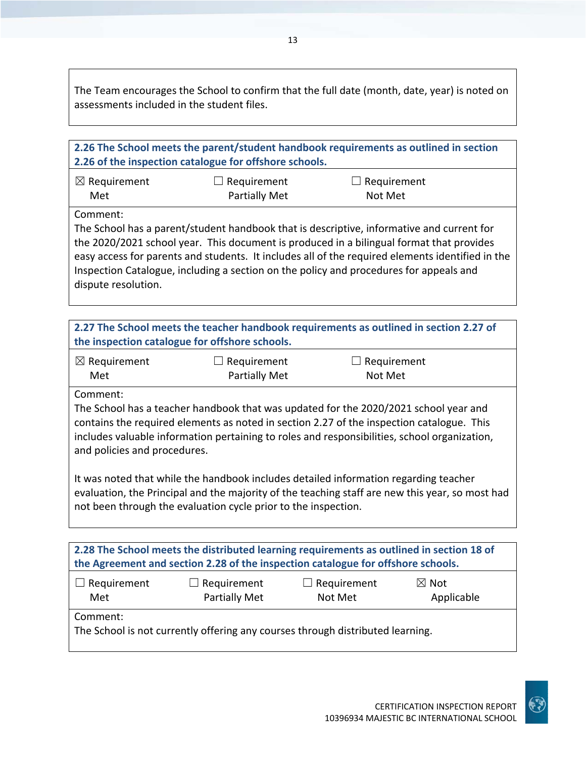The Team encourages the School to confirm that the full date (month, date, year) is noted on assessments included in the student files.

**2.26 The School meets the parent/student handbook requirements as outlined in section 2.26 of the inspection catalogue for offshore schools.**

| ☒ Requirement Met | ☐ Requirement Partially Met | ☐ Requirement Not Met |
|---|---|---|

Comment:
The School has a parent/student handbook that is descriptive, informative and current for the 2020/2021 school year. This document is produced in a bilingual format that provides easy access for parents and students. It includes all of the required elements identified in the Inspection Catalogue, including a section on the policy and procedures for appeals and dispute resolution.

**2.27 The School meets the teacher handbook requirements as outlined in section 2.27 of the inspection catalogue for offshore schools.**

| ☒ Requirement Met | ☐ Requirement Partially Met | ☐ Requirement Not Met |
|---|---|---|

Comment:
The School has a teacher handbook that was updated for the 2020/2021 school year and contains the required elements as noted in section 2.27 of the inspection catalogue. This includes valuable information pertaining to roles and responsibilities, school organization, and policies and procedures.

It was noted that while the handbook includes detailed information regarding teacher evaluation, the Principal and the majority of the teaching staff are new this year, so most had not been through the evaluation cycle prior to the inspection.

**2.28 The School meets the distributed learning requirements as outlined in section 18 of the Agreement and section 2.28 of the inspection catalogue for offshore schools.**

| ☐ Requirement Met | ☐ Requirement Partially Met | ☐ Requirement Not Met | ☒ Not Applicable |
|---|---|---|---|

Comment:
The School is not currently offering any courses through distributed learning.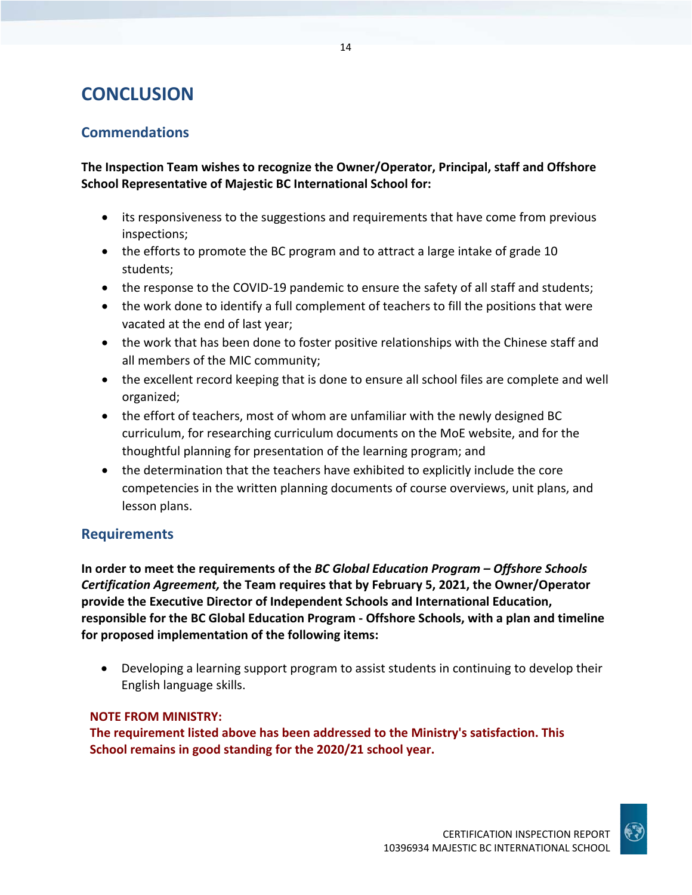# CONCLUSION

## Commendations

**The Inspection Team wishes to recognize the Owner/Operator, Principal, staff and Offshore School Representative of Majestic BC International School for:**

- its responsiveness to the suggestions and requirements that have come from previous inspections;
- the efforts to promote the BC program and to attract a large intake of grade 10 students;
- the response to the COVID-19 pandemic to ensure the safety of all staff and students;
- the work done to identify a full complement of teachers to fill the positions that were vacated at the end of last year;
- the work that has been done to foster positive relationships with the Chinese staff and all members of the MIC community;
- the excellent record keeping that is done to ensure all school files are complete and well organized;
- the effort of teachers, most of whom are unfamiliar with the newly designed BC curriculum, for researching curriculum documents on the MoE website, and for the thoughtful planning for presentation of the learning program; and
- the determination that the teachers have exhibited to explicitly include the core competencies in the written planning documents of course overviews, unit plans, and lesson plans.

## Requirements

**In order to meet the requirements of the *BC Global Education Program – Offshore Schools Certification Agreement,* the Team requires that by February 5, 2021, the Owner/Operator provide the Executive Director of Independent Schools and International Education, responsible for the BC Global Education Program - Offshore Schools, with a plan and timeline for proposed implementation of the following items:**

- Developing a learning support program to assist students in continuing to develop their English language skills.

**NOTE FROM MINISTRY:**
**The requirement listed above has been addressed to the Ministry's satisfaction. This School remains in good standing for the 2020/21 school year.**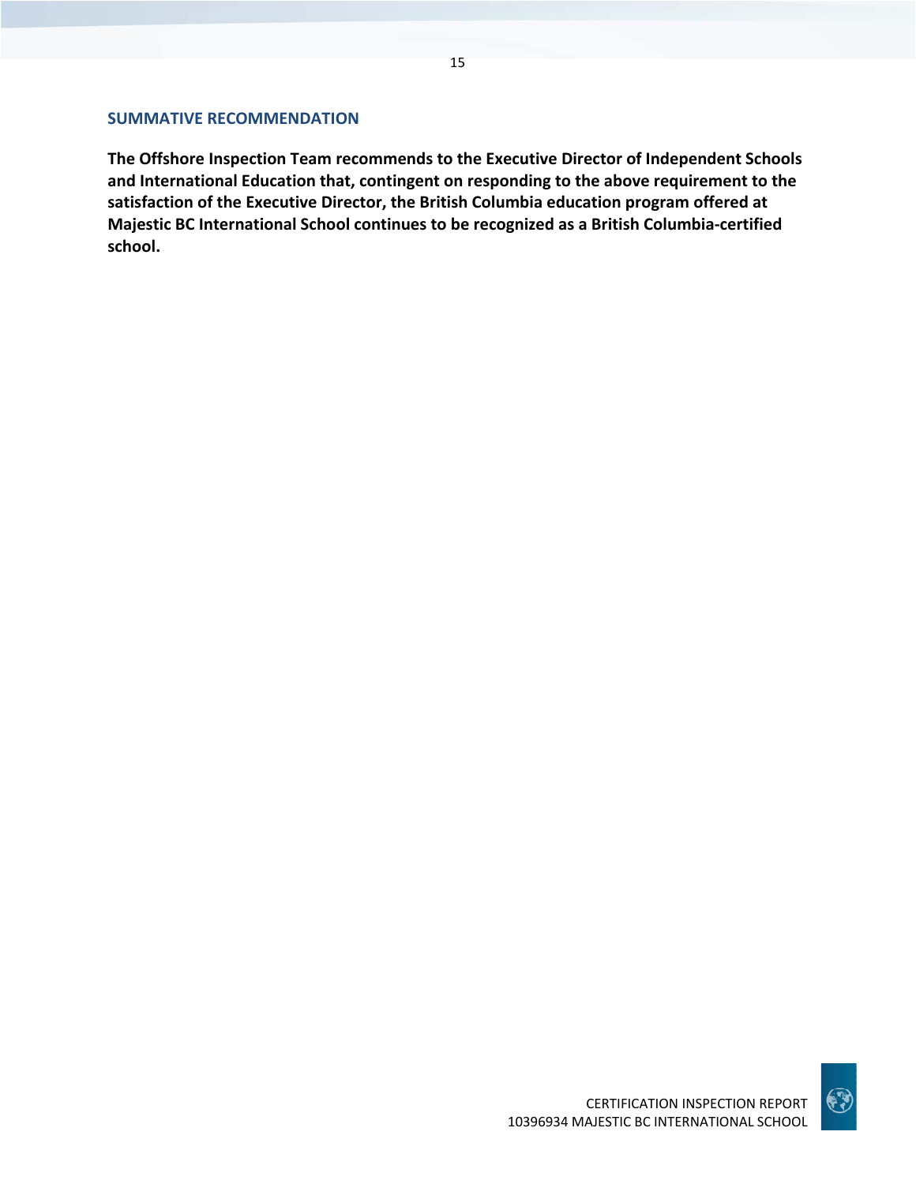## SUMMATIVE RECOMMENDATION

**The Offshore Inspection Team recommends to the Executive Director of Independent Schools and International Education that, contingent on responding to the above requirement to the satisfaction of the Executive Director, the British Columbia education program offered at Majestic BC International School continues to be recognized as a British Columbia-certified school.**